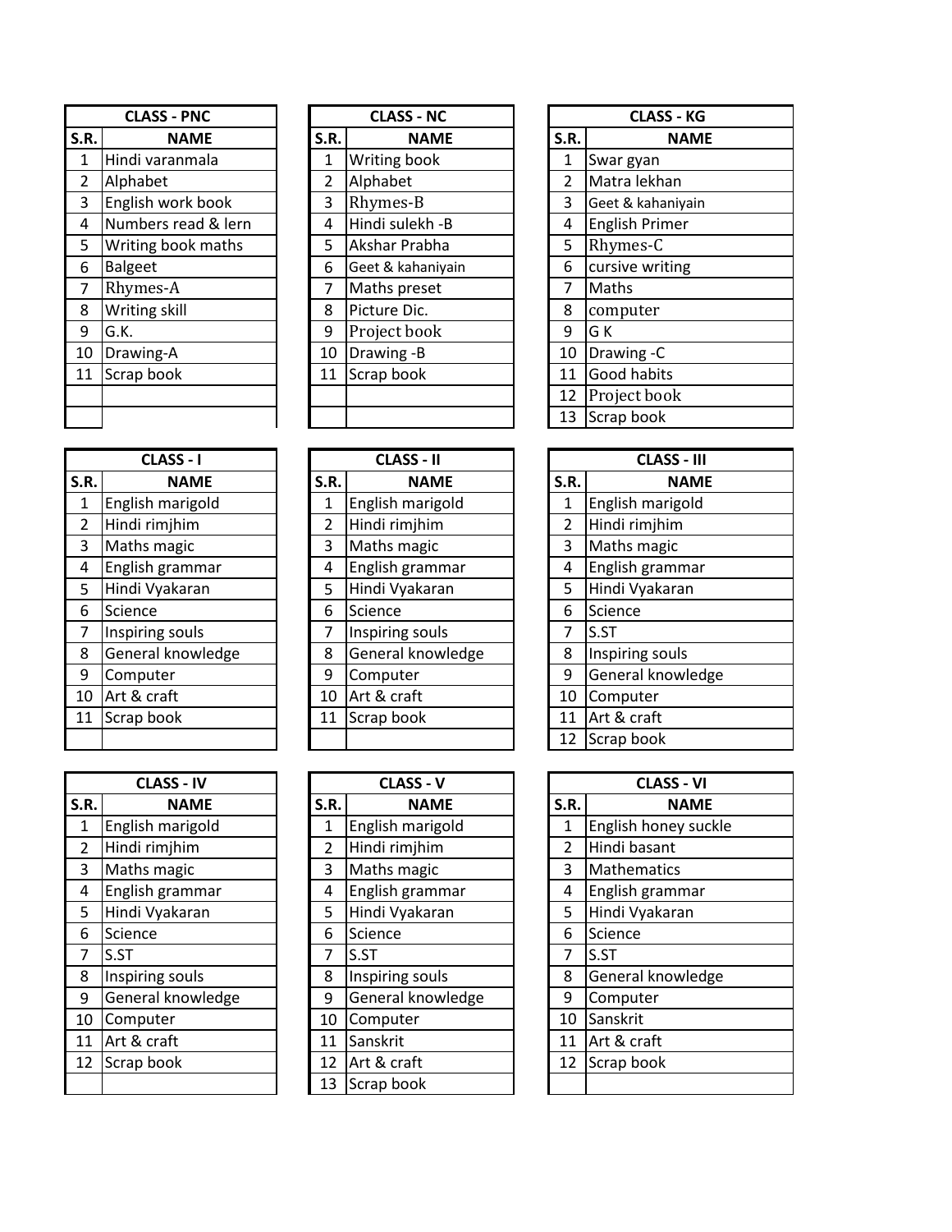## CLASS - PNC

| S.R. | NAME |
|---|---|
| 1 | Hindi varanmala |
| 2 | Alphabet |
| 3 | English work book |
| 4 | Numbers read & lern |
| 5 | Writing book maths |
| 6 | Balgeet |
| 7 | Rhymes-A |
| 8 | Writing skill |
| 9 | G.K. |
| 10 | Drawing-A |
| 11 | Scrap book |

## CLASS - NC

| S.R. | NAME |
|---|---|
| 1 | Writing book |
| 2 | Alphabet |
| 3 | Rhymes-B |
| 4 | Hindi sulekh -B |
| 5 | Akshar Prabha |
| 6 | Geet & kahaniyain |
| 7 | Maths preset |
| 8 | Picture Dic. |
| 9 | Project book |
| 10 | Drawing -B |
| 11 | Scrap book |

## CLASS - KG

| S.R. | NAME |
|---|---|
| 1 | Swar gyan |
| 2 | Matra lekhan |
| 3 | Geet & kahaniyain |
| 4 | English Primer |
| 5 | Rhymes-C |
| 6 | cursive writing |
| 7 | Maths |
| 8 | computer |
| 9 | G K |
| 10 | Drawing -C |
| 11 | Good habits |
| 12 | Project book |
| 13 | Scrap book |

## CLASS - I

| S.R. | NAME |
|---|---|
| 1 | English marigold |
| 2 | Hindi rimjhim |
| 3 | Maths magic |
| 4 | English grammar |
| 5 | Hindi Vyakaran |
| 6 | Science |
| 7 | Inspiring souls |
| 8 | General knowledge |
| 9 | Computer |
| 10 | Art & craft |
| 11 | Scrap book |

## CLASS - II

| S.R. | NAME |
|---|---|
| 1 | English marigold |
| 2 | Hindi rimjhim |
| 3 | Maths magic |
| 4 | English grammar |
| 5 | Hindi Vyakaran |
| 6 | Science |
| 7 | Inspiring souls |
| 8 | General knowledge |
| 9 | Computer |
| 10 | Art & craft |
| 11 | Scrap book |

## CLASS - III

| S.R. | NAME |
|---|---|
| 1 | English marigold |
| 2 | Hindi rimjhim |
| 3 | Maths magic |
| 4 | English grammar |
| 5 | Hindi Vyakaran |
| 6 | Science |
| 7 | S.ST |
| 8 | Inspiring souls |
| 9 | General knowledge |
| 10 | Computer |
| 11 | Art & craft |
| 12 | Scrap book |

## CLASS - IV

| S.R. | NAME |
|---|---|
| 1 | English marigold |
| 2 | Hindi rimjhim |
| 3 | Maths magic |
| 4 | English grammar |
| 5 | Hindi Vyakaran |
| 6 | Science |
| 7 | S.ST |
| 8 | Inspiring souls |
| 9 | General knowledge |
| 10 | Computer |
| 11 | Art & craft |
| 12 | Scrap book |

## CLASS - V

| S.R. | NAME |
|---|---|
| 1 | English marigold |
| 2 | Hindi rimjhim |
| 3 | Maths magic |
| 4 | English grammar |
| 5 | Hindi Vyakaran |
| 6 | Science |
| 7 | S.ST |
| 8 | Inspiring souls |
| 9 | General knowledge |
| 10 | Computer |
| 11 | Sanskrit |
| 12 | Art & craft |
| 13 | Scrap book |

## CLASS - VI

| S.R. | NAME |
|---|---|
| 1 | English honey suckle |
| 2 | Hindi basant |
| 3 | Mathematics |
| 4 | English grammar |
| 5 | Hindi Vyakaran |
| 6 | Science |
| 7 | S.ST |
| 8 | General knowledge |
| 9 | Computer |
| 10 | Sanskrit |
| 11 | Art & craft |
| 12 | Scrap book |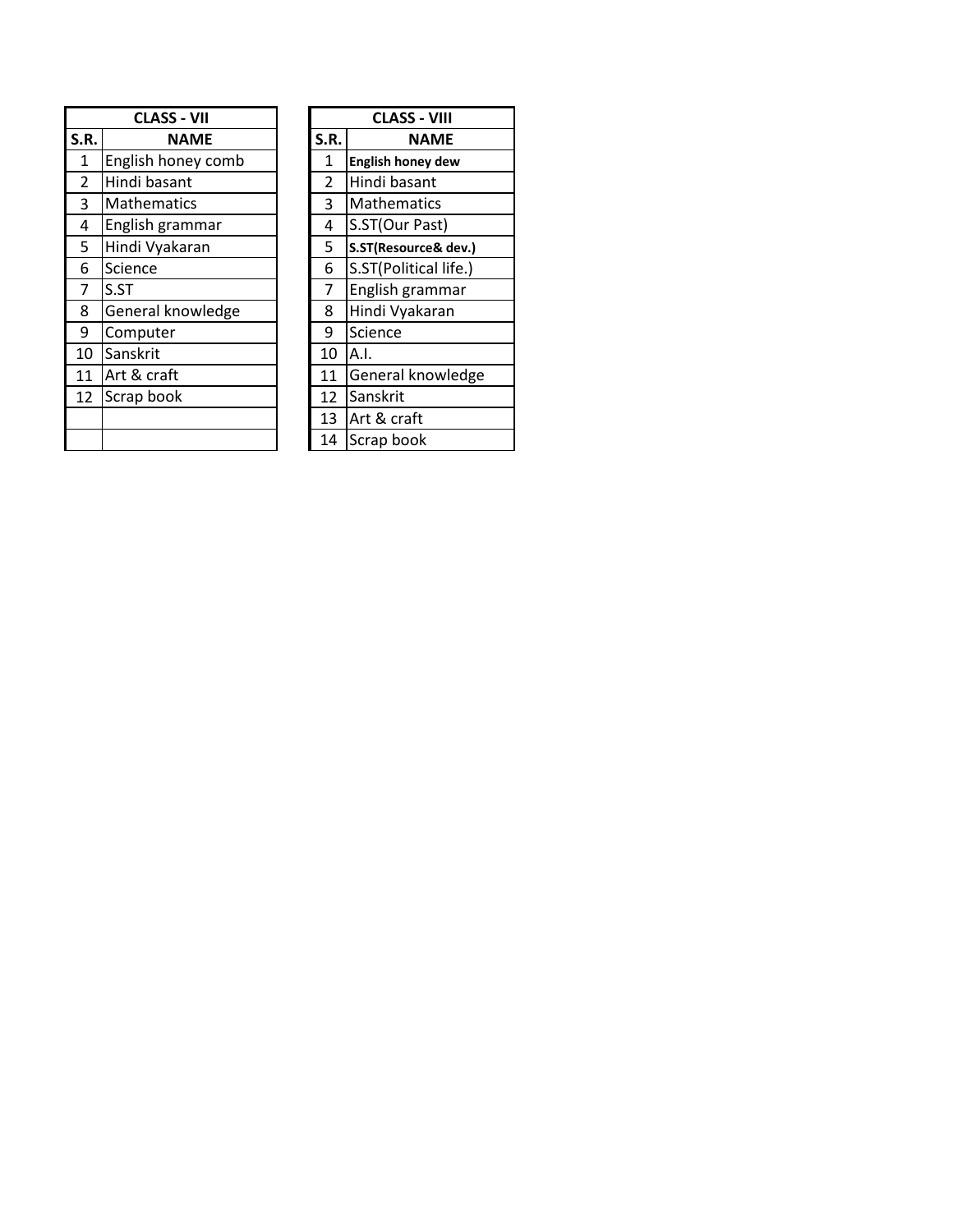| CLASS - VII | |
|---|---|
| **S.R.** | **NAME** |
| 1 | English honey comb |
| 2 | Hindi basant |
| 3 | Mathematics |
| 4 | English grammar |
| 5 | Hindi Vyakaran |
| 6 | Science |
| 7 | S.ST |
| 8 | General knowledge |
| 9 | Computer |
| 10 | Sanskrit |
| 11 | Art & craft |
| 12 | Scrap book |
| | |
| | |

| CLASS - VIII | |
|---|---|
| **S.R.** | **NAME** |
| 1 | **English honey dew** |
| 2 | Hindi basant |
| 3 | Mathematics |
| 4 | S.ST(Our Past) |
| 5 | **S.ST(Resource& dev.)** |
| 6 | S.ST(Political life.) |
| 7 | English grammar |
| 8 | Hindi Vyakaran |
| 9 | Science |
| 10 | A.I. |
| 11 | General knowledge |
| 12 | Sanskrit |
| 13 | Art & craft |
| 14 | Scrap book |